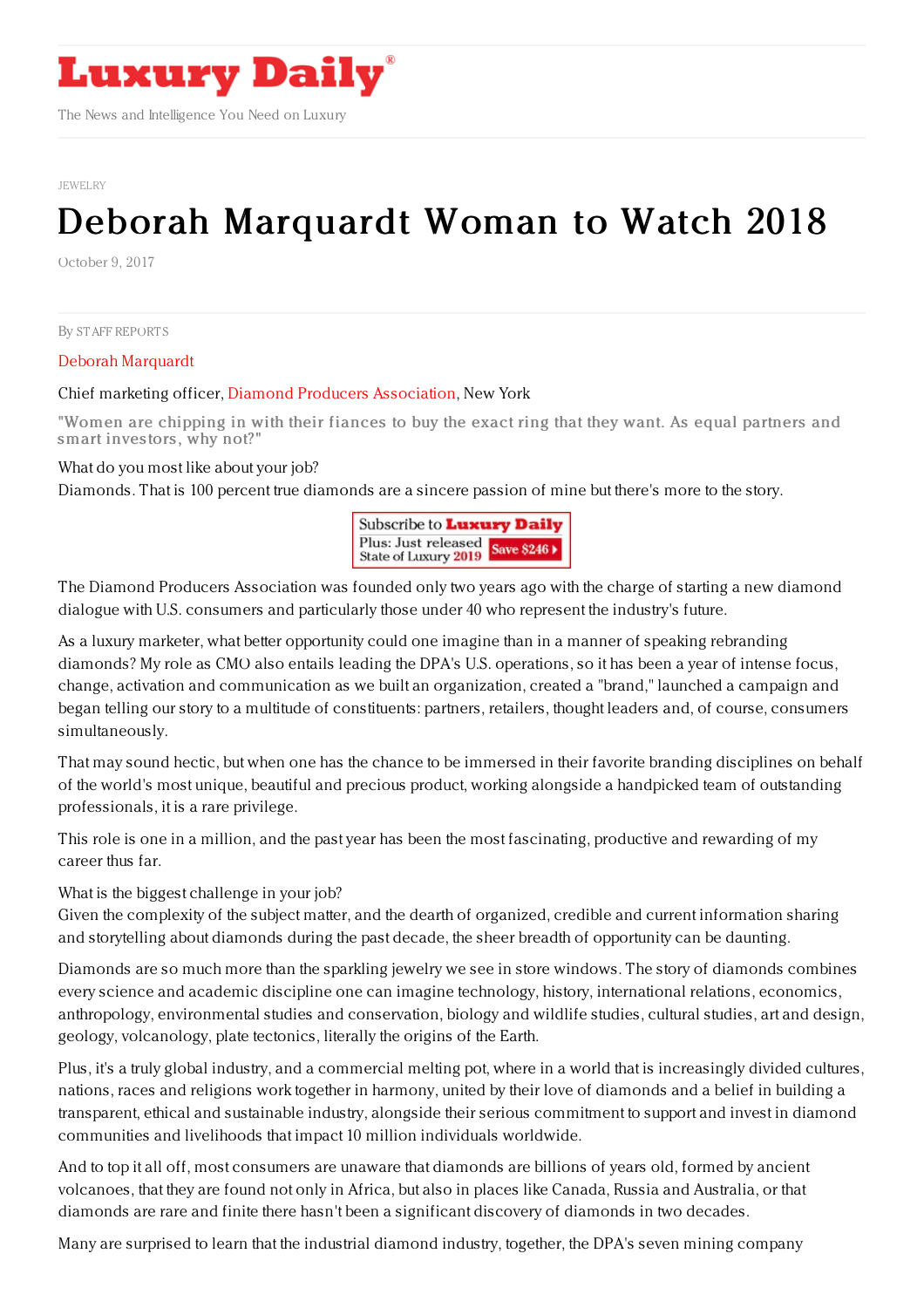JEWELRY

# Deborah Marquardt Woman to Watch 2018

October 9, 2017

By STAFF REPORTS

Deborah Marquardt

Chief marketing officer, Diamond Producers Association, New York

"Women are chipping in with their fiances to buy the exact ring that they want. As equal partners and smart investors, why not?"

What do you most like about your job?

Diamonds. That is 100 percent true diamonds are a sincere passion of mine but there's more to the story.

The Diamond Producers Association was founded only two years ago with the charge of starting a new diamond dialogue with U.S. consumers and particularly those under 40 who represent the industry's future.

As a luxury marketer, what better opportunity could one imagine than in a manner of speaking rebranding diamonds? My role as CMO also entails leading the DPA's U.S. operations, so it has been a year of intense focus, change, activation and communication as we built an organization, created a "brand," launched a campaign and began telling our story to a multitude of constituents: partners, retailers, thought leaders and, of course, consumers simultaneously.

That may sound hectic, but when one has the chance to be immersed in their favorite branding disciplines on behalf of the world's most unique, beautiful and precious product, working alongside a handpicked team of outstanding professionals, it is a rare privilege.

This role is one in a million, and the past year has been the most fascinating, productive and rewarding of my career thus far.

What is the biggest challenge in your job?

Given the complexity of the subject matter, and the dearth of organized, credible and current information sharing and storytelling about diamonds during the past decade, the sheer breadth of opportunity can be daunting.

Diamonds are so much more than the sparkling jewelry we see in store windows. The story of diamonds combines every science and academic discipline one can imagine technology, history, international relations, economics, anthropology, environmental studies and conservation, biology and wildlife studies, cultural studies, art and design, geology, volcanology, plate tectonics, literally the origins of the Earth.

Plus, it's a truly global industry, and a commercial melting pot, where in a world that is increasingly divided cultures, nations, races and religions work together in harmony, united by their love of diamonds and a belief in building a transparent, ethical and sustainable industry, alongside their serious commitment to support and invest in diamond communities and livelihoods that impact 10 million individuals worldwide.

And to top it all off, most consumers are unaware that diamonds are billions of years old, formed by ancient volcanoes, that they are found not only in Africa, but also in places like Canada, Russia and Australia, or that diamonds are rare and finite there hasn't been a significant discovery of diamonds in two decades.

Many are surprised to learn that the industrial diamond industry, together, the DPA's seven mining company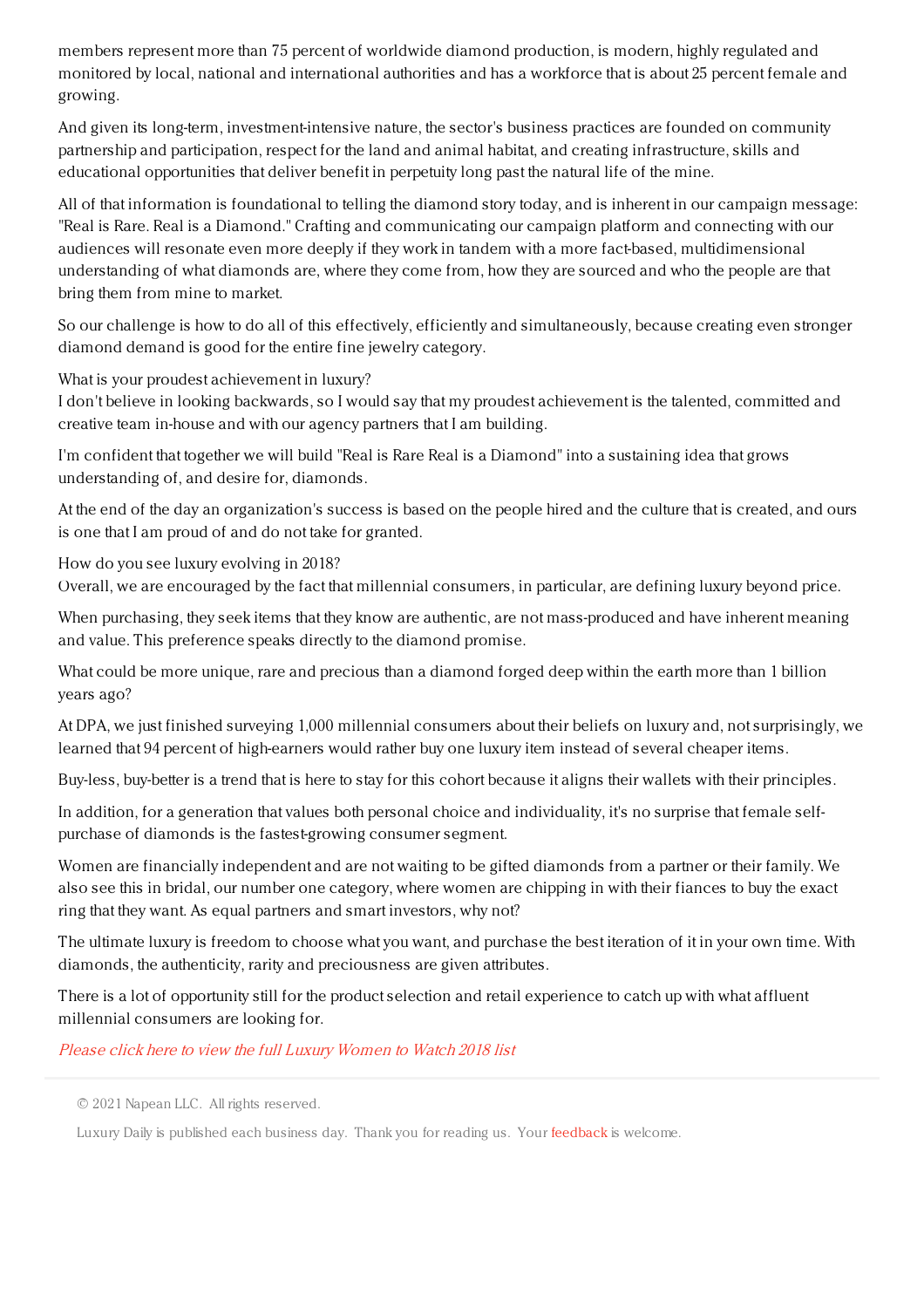members represent more than 75 percent of worldwide diamond production, is modern, highly regulated and monitored by local, national and international authorities and has a workforce that is about 25 percent female and growing.

And given its long-term, investment-intensive nature, the sector's business practices are founded on community partnership and participation, respect for the land and animal habitat, and creating infrastructure, skills and educational opportunities that deliver benefit in perpetuity long past the natural life of the mine.

All of that information is foundational to telling the diamond story today, and is inherent in our campaign message: "Real is Rare. Real is a Diamond." Crafting and communicating our campaign platform and connecting with our audiences will resonate even more deeply if they work in tandem with a more fact-based, multidimensional understanding of what diamonds are, where they come from, how they are sourced and who the people are that bring them from mine to market.

So our challenge is how to do all of this effectively, efficiently and simultaneously, because creating even stronger diamond demand is good for the entire fine jewelry category.

What is your proudest achievement in luxury?
I don't believe in looking backwards, so I would say that my proudest achievement is the talented, committed and creative team in-house and with our agency partners that I am building.

I'm confident that together we will build "Real is Rare Real is a Diamond" into a sustaining idea that grows understanding of, and desire for, diamonds.

At the end of the day an organization's success is based on the people hired and the culture that is created, and ours is one that I am proud of and do not take for granted.

How do you see luxury evolving in 2018?
Overall, we are encouraged by the fact that millennial consumers, in particular, are defining luxury beyond price.

When purchasing, they seek items that they know are authentic, are not mass-produced and have inherent meaning and value. This preference speaks directly to the diamond promise.

What could be more unique, rare and precious than a diamond forged deep within the earth more than 1 billion years ago?

At DPA, we just finished surveying 1,000 millennial consumers about their beliefs on luxury and, not surprisingly, we learned that 94 percent of high-earners would rather buy one luxury item instead of several cheaper items.

Buy-less, buy-better is a trend that is here to stay for this cohort because it aligns their wallets with their principles.

In addition, for a generation that values both personal choice and individuality, it's no surprise that female self-purchase of diamonds is the fastest-growing consumer segment.

Women are financially independent and are not waiting to be gifted diamonds from a partner or their family. We also see this in bridal, our number one category, where women are chipping in with their fiances to buy the exact ring that they want. As equal partners and smart investors, why not?

The ultimate luxury is freedom to choose what you want, and purchase the best iteration of it in your own time. With diamonds, the authenticity, rarity and preciousness are given attributes.

There is a lot of opportunity still for the product selection and retail experience to catch up with what affluent millennial consumers are looking for.

*Please click here to view the full Luxury Women to Watch 2018 list*

© 2021 Napean LLC. All rights reserved.

Luxury Daily is published each business day. Thank you for reading us. Your feedback is welcome.